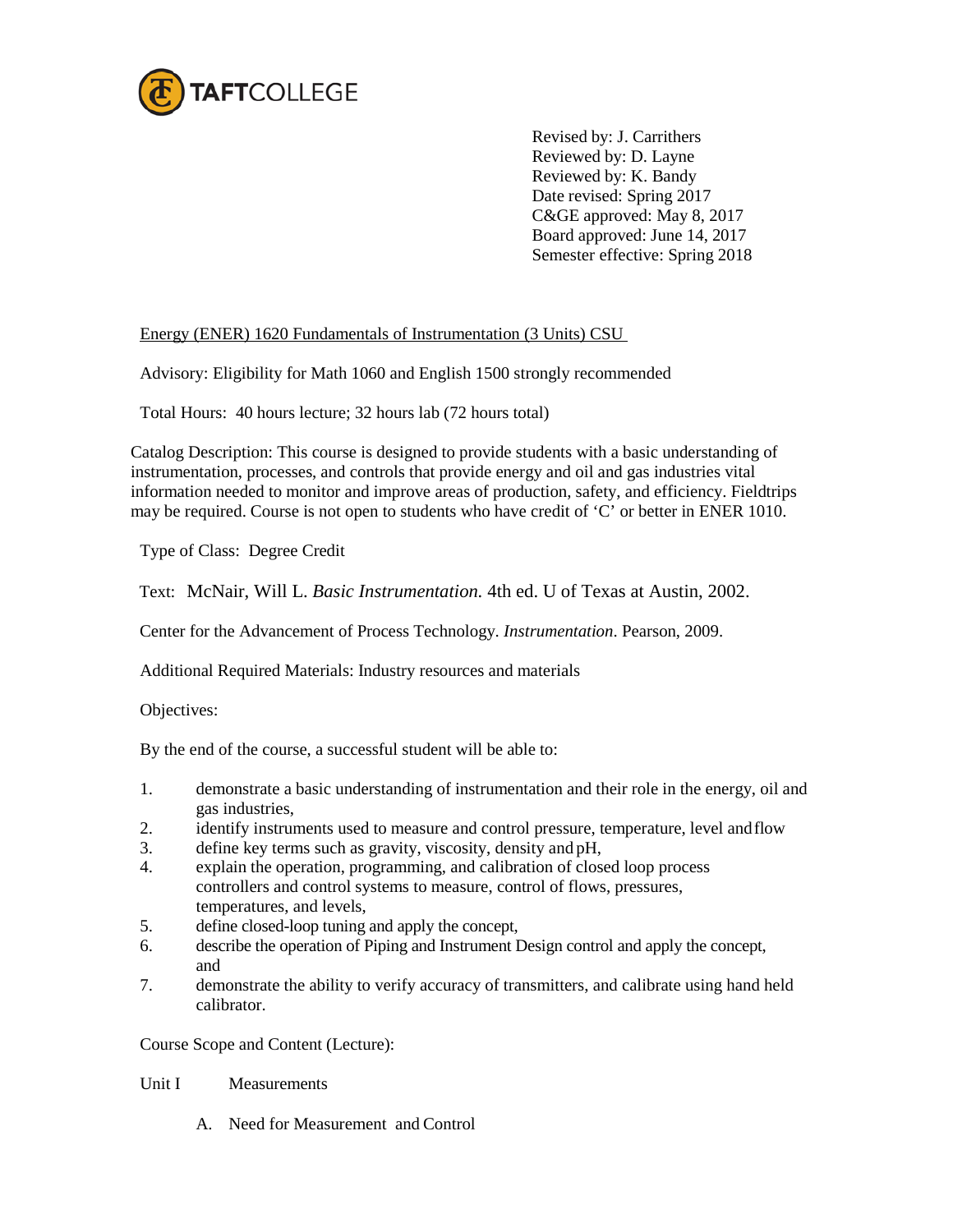TAFTCOLLEGE

Revised by: J. Carrithers
Reviewed by: D. Layne
Reviewed by: K. Bandy
Date revised: Spring 2017
C&GE approved: May 8, 2017
Board approved: June 14, 2017
Semester effective: Spring 2018

Energy (ENER) 1620 Fundamentals of Instrumentation (3 Units) CSU

Advisory: Eligibility for Math 1060 and English 1500 strongly recommended

Total Hours: 40 hours lecture; 32 hours lab (72 hours total)

Catalog Description: This course is designed to provide students with a basic understanding of instrumentation, processes, and controls that provide energy and oil and gas industries vital information needed to monitor and improve areas of production, safety, and efficiency. Fieldtrips may be required. Course is not open to students who have credit of 'C' or better in ENER 1010.

Type of Class: Degree Credit

Text: McNair, Will L. *Basic Instrumentation.* 4th ed. U of Texas at Austin, 2002.

Center for the Advancement of Process Technology. *Instrumentation*. Pearson, 2009.

Additional Required Materials: Industry resources and materials

Objectives:

By the end of the course, a successful student will be able to:

1. demonstrate a basic understanding of instrumentation and their role in the energy, oil and gas industries,
2. identify instruments used to measure and control pressure, temperature, level and flow
3. define key terms such as gravity, viscosity, density and pH,
4. explain the operation, programming, and calibration of closed loop process controllers and control systems to measure, control of flows, pressures, temperatures, and levels,
5. define closed-loop tuning and apply the concept,
6. describe the operation of Piping and Instrument Design control and apply the concept, and
7. demonstrate the ability to verify accuracy of transmitters, and calibrate using hand held calibrator.

Course Scope and Content (Lecture):

Unit I Measurements

A. Need for Measurement and Control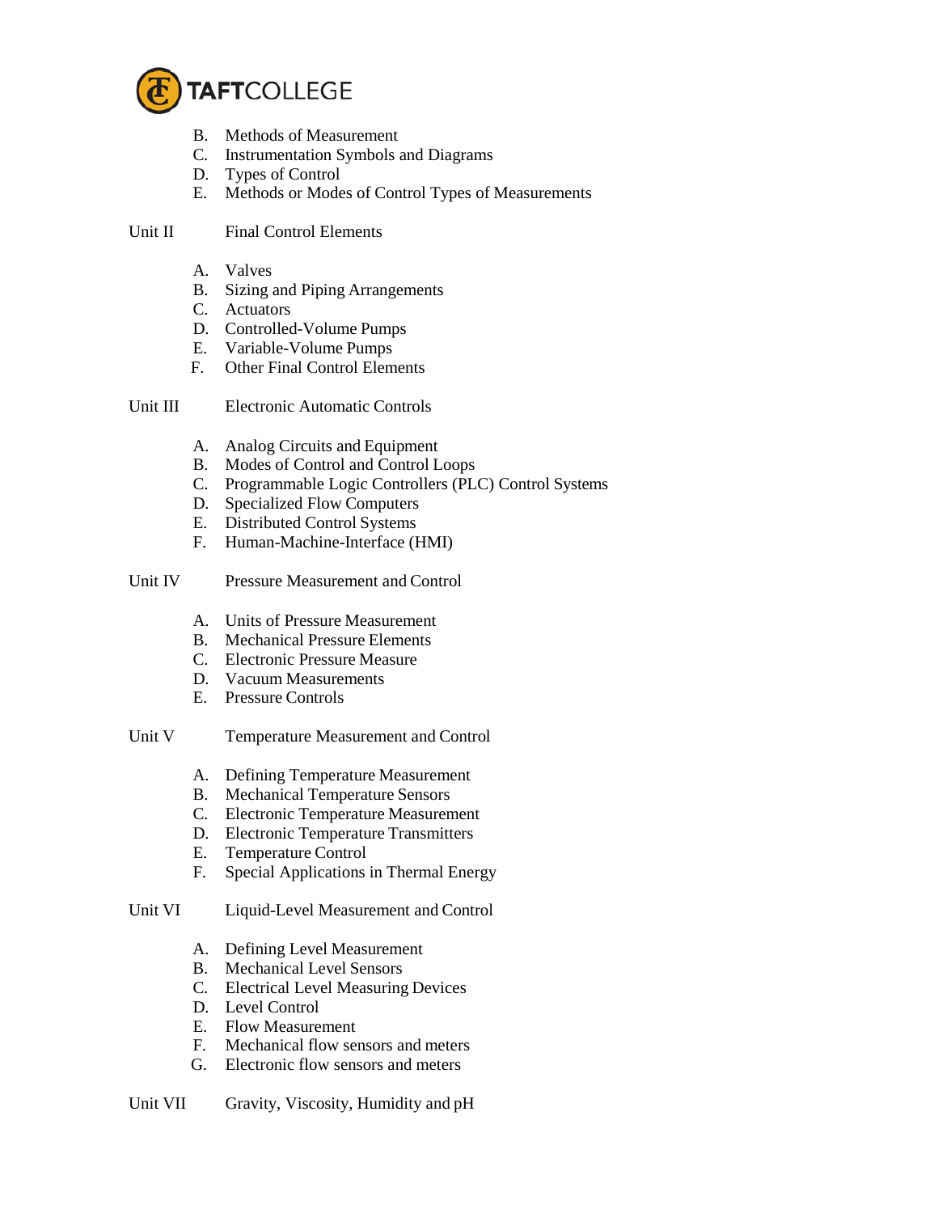B. Methods of Measurement
C. Instrumentation Symbols and Diagrams
D. Types of Control
E. Methods or Modes of Control Types of Measurements

Unit II Final Control Elements

A. Valves
B. Sizing and Piping Arrangements
C. Actuators
D. Controlled-Volume Pumps
E. Variable-Volume Pumps
F. Other Final Control Elements

Unit III Electronic Automatic Controls

A. Analog Circuits and Equipment
B. Modes of Control and Control Loops
C. Programmable Logic Controllers (PLC) Control Systems
D. Specialized Flow Computers
E. Distributed Control Systems
F. Human-Machine-Interface (HMI)

Unit IV Pressure Measurement and Control

A. Units of Pressure Measurement
B. Mechanical Pressure Elements
C. Electronic Pressure Measure
D. Vacuum Measurements
E. Pressure Controls

Unit V Temperature Measurement and Control

A. Defining Temperature Measurement
B. Mechanical Temperature Sensors
C. Electronic Temperature Measurement
D. Electronic Temperature Transmitters
E. Temperature Control
F. Special Applications in Thermal Energy

Unit VI Liquid-Level Measurement and Control

A. Defining Level Measurement
B. Mechanical Level Sensors
C. Electrical Level Measuring Devices
D. Level Control
E. Flow Measurement
F. Mechanical flow sensors and meters
G. Electronic flow sensors and meters

Unit VII Gravity, Viscosity, Humidity and pH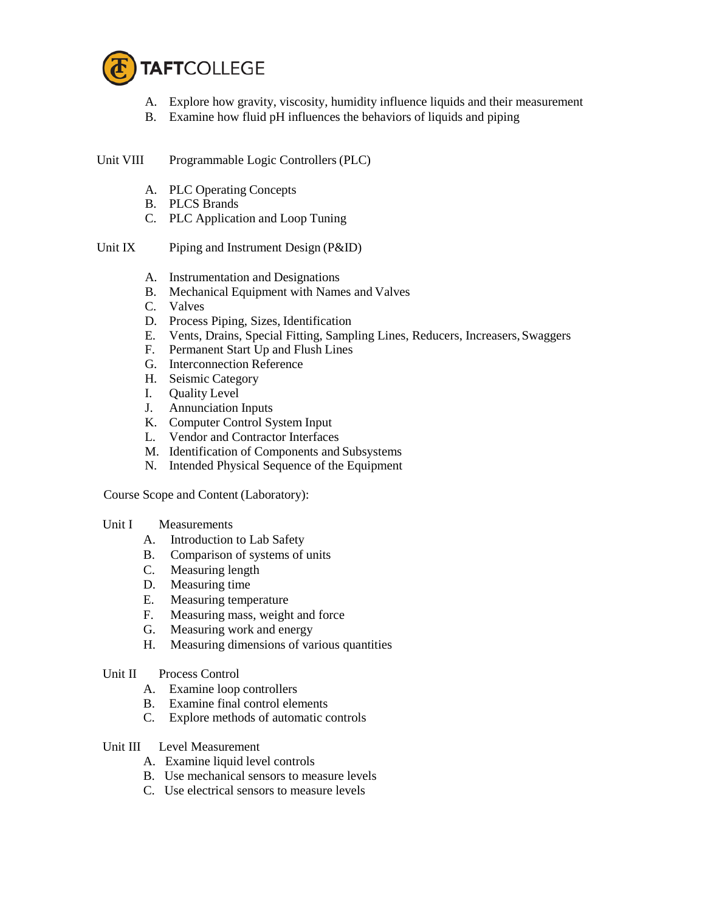A. Explore how gravity, viscosity, humidity influence liquids and their measurement
B. Examine how fluid pH influences the behaviors of liquids and piping

Unit VIII Programmable Logic Controllers (PLC)

A. PLC Operating Concepts
B. PLCS Brands
C. PLC Application and Loop Tuning

Unit IX Piping and Instrument Design (P&ID)

A. Instrumentation and Designations
B. Mechanical Equipment with Names and Valves
C. Valves
D. Process Piping, Sizes, Identification
E. Vents, Drains, Special Fitting, Sampling Lines, Reducers, Increasers, Swaggers
F. Permanent Start Up and Flush Lines
G. Interconnection Reference
H. Seismic Category
I. Quality Level
J. Annunciation Inputs
K. Computer Control System Input
L. Vendor and Contractor Interfaces
M. Identification of Components and Subsystems
N. Intended Physical Sequence of the Equipment

Course Scope and Content (Laboratory):

Unit I Measurements

A. Introduction to Lab Safety
B. Comparison of systems of units
C. Measuring length
D. Measuring time
E. Measuring temperature
F. Measuring mass, weight and force
G. Measuring work and energy
H. Measuring dimensions of various quantities

Unit II Process Control

A. Examine loop controllers
B. Examine final control elements
C. Explore methods of automatic controls

Unit III Level Measurement

A. Examine liquid level controls
B. Use mechanical sensors to measure levels
C. Use electrical sensors to measure levels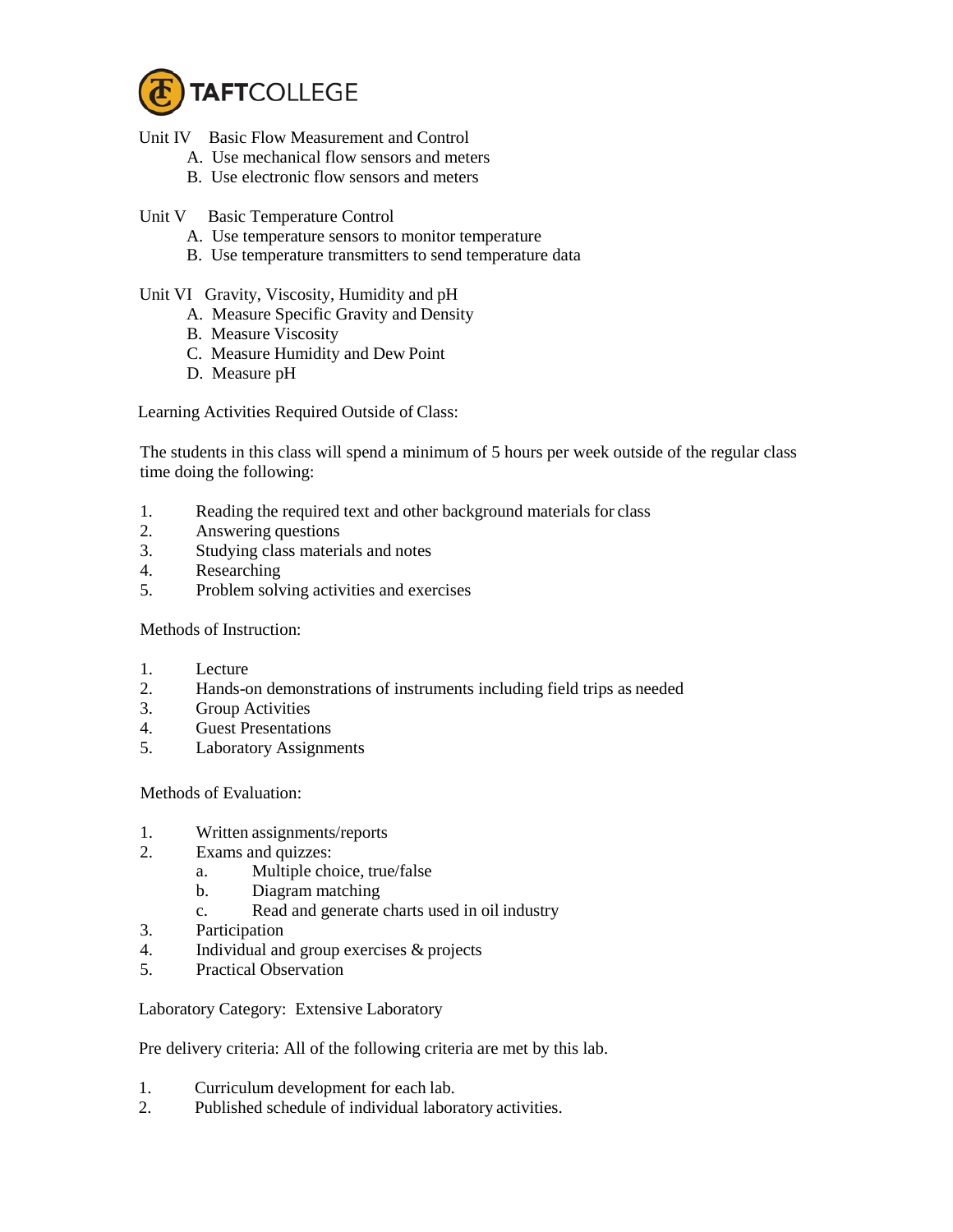Unit IV Basic Flow Measurement and Control

A. Use mechanical flow sensors and meters
B. Use electronic flow sensors and meters

Unit V Basic Temperature Control

A. Use temperature sensors to monitor temperature
B. Use temperature transmitters to send temperature data

Unit VI Gravity, Viscosity, Humidity and pH

A. Measure Specific Gravity and Density
B. Measure Viscosity
C. Measure Humidity and Dew Point
D. Measure pH

Learning Activities Required Outside of Class:

The students in this class will spend a minimum of 5 hours per week outside of the regular class time doing the following:

1. Reading the required text and other background materials for class
2. Answering questions
3. Studying class materials and notes
4. Researching
5. Problem solving activities and exercises

Methods of Instruction:

1. Lecture
2. Hands-on demonstrations of instruments including field trips as needed
3. Group Activities
4. Guest Presentations
5. Laboratory Assignments

Methods of Evaluation:

1. Written assignments/reports
2. Exams and quizzes:
   a. Multiple choice, true/false
   b. Diagram matching
   c. Read and generate charts used in oil industry
3. Participation
4. Individual and group exercises & projects
5. Practical Observation

Laboratory Category: Extensive Laboratory

Pre delivery criteria: All of the following criteria are met by this lab.

1. Curriculum development for each lab.
2. Published schedule of individual laboratory activities.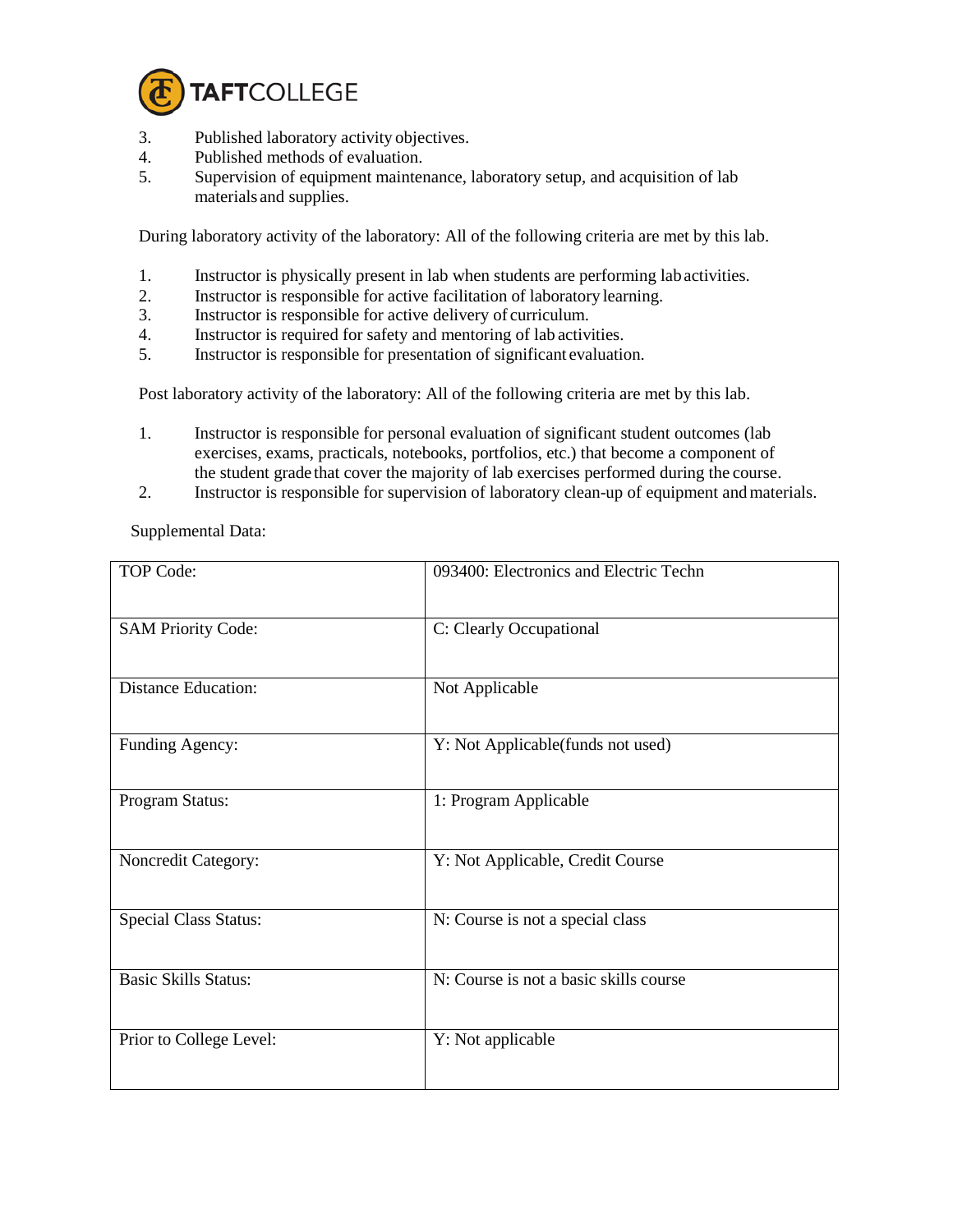3. Published laboratory activity objectives.
4. Published methods of evaluation.
5. Supervision of equipment maintenance, laboratory setup, and acquisition of lab materials and supplies.

During laboratory activity of the laboratory: All of the following criteria are met by this lab.

1. Instructor is physically present in lab when students are performing lab activities.
2. Instructor is responsible for active facilitation of laboratory learning.
3. Instructor is responsible for active delivery of curriculum.
4. Instructor is required for safety and mentoring of lab activities.
5. Instructor is responsible for presentation of significant evaluation.

Post laboratory activity of the laboratory: All of the following criteria are met by this lab.

1. Instructor is responsible for personal evaluation of significant student outcomes (lab exercises, exams, practicals, notebooks, portfolios, etc.) that become a component of the student grade that cover the majority of lab exercises performed during the course.
2. Instructor is responsible for supervision of laboratory clean-up of equipment and materials.

Supplemental Data:

| | |
|---|---|
| TOP Code: | 093400: Electronics and Electric Techn |
| SAM Priority Code: | C: Clearly Occupational |
| Distance Education: | Not Applicable |
| Funding Agency: | Y: Not Applicable(funds not used) |
| Program Status: | 1: Program Applicable |
| Noncredit Category: | Y: Not Applicable, Credit Course |
| Special Class Status: | N: Course is not a special class |
| Basic Skills Status: | N: Course is not a basic skills course |
| Prior to College Level: | Y: Not applicable |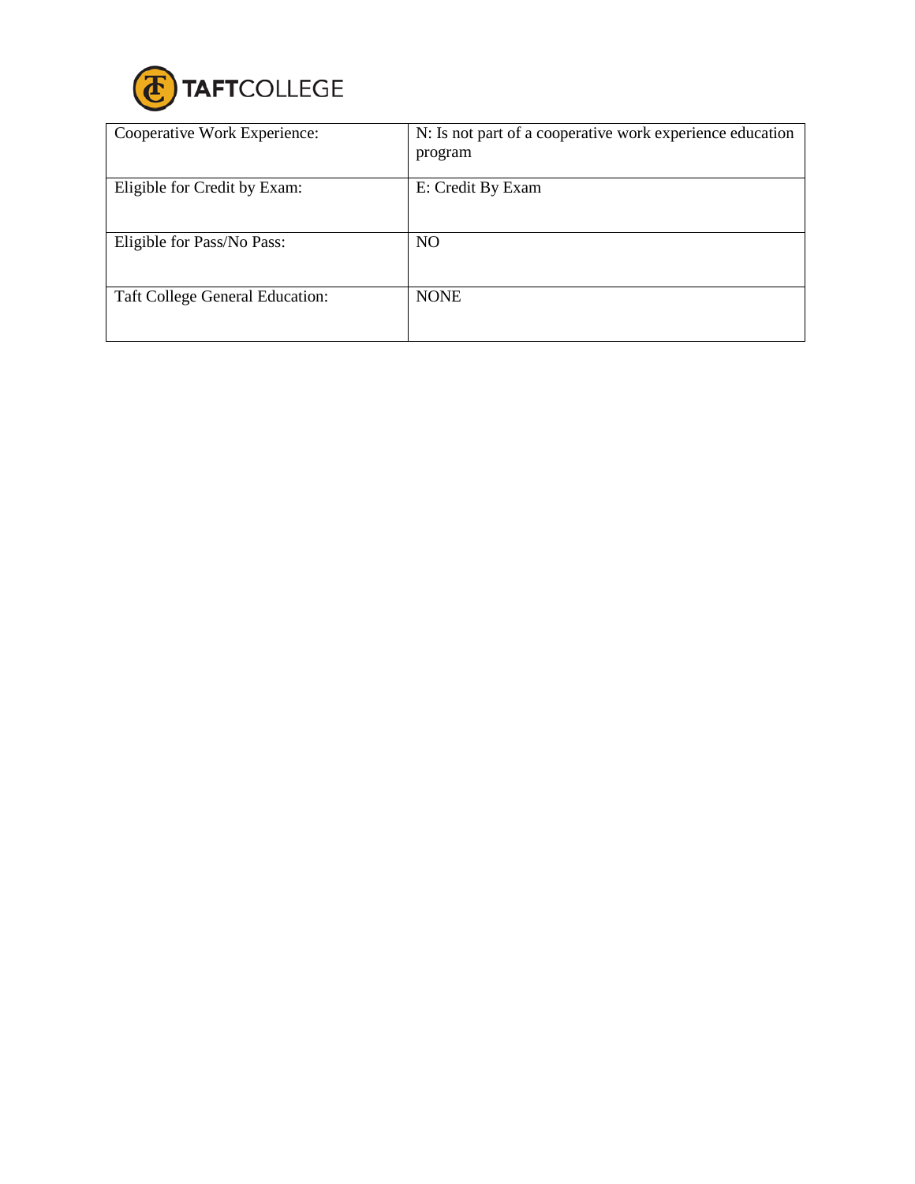| | |
|---|---|
| Cooperative Work Experience: | N: Is not part of a cooperative work experience education program |
| Eligible for Credit by Exam: | E: Credit By Exam |
| Eligible for Pass/No Pass: | NO |
| Taft College General Education: | NONE |